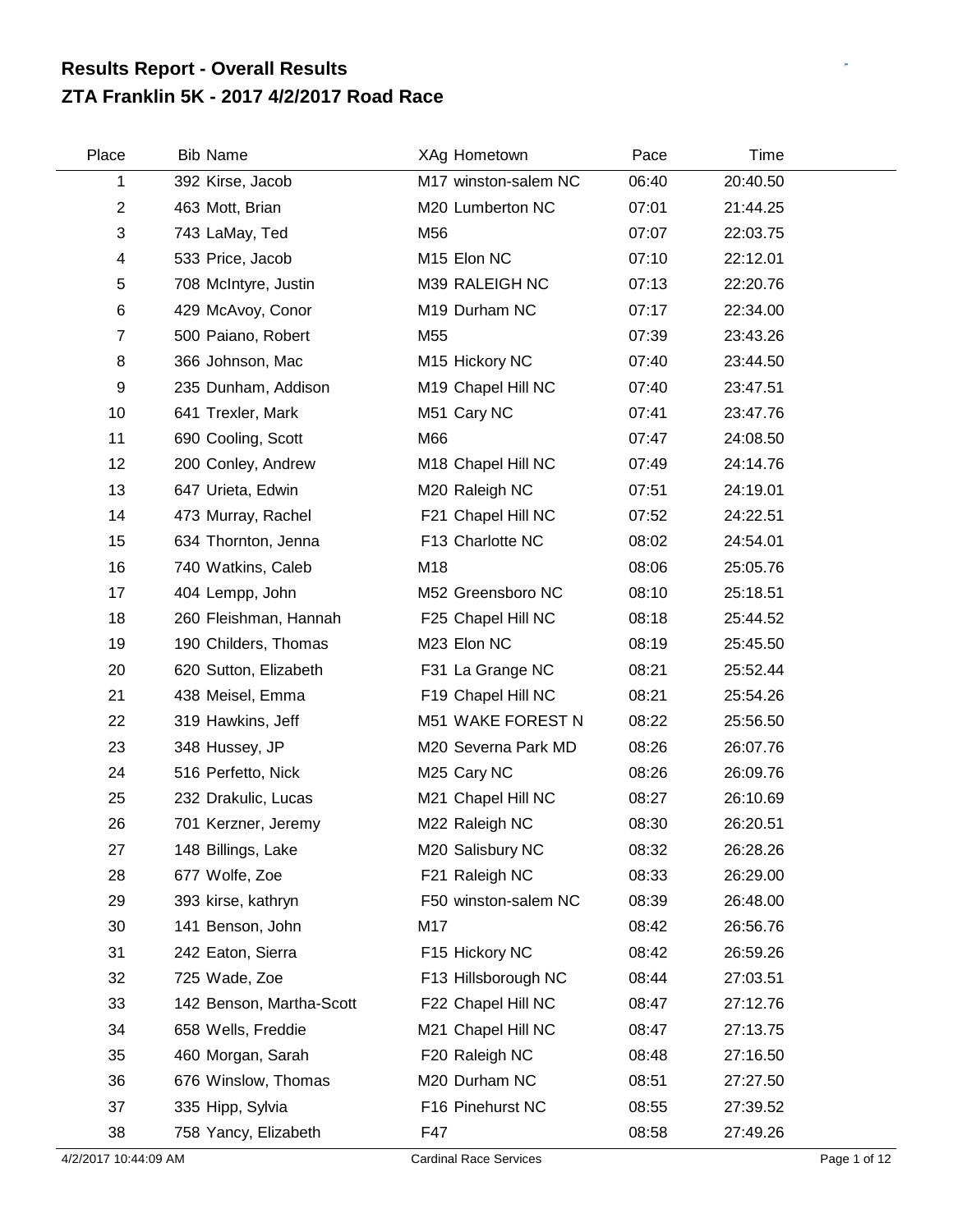# Results Report - Overall Results
## ZTA Franklin 5K - 2017 4/2/2017 Road Race

| Place | Bib | Name | XAg | Hometown | Pace | Time |
|---|---|---|---|---|---|---|
| 1 | 392 | Kirse, Jacob | M17 | winston-salem NC | 06:40 | 20:40.50 |
| 2 | 463 | Mott, Brian | M20 | Lumberton NC | 07:01 | 21:44.25 |
| 3 | 743 | LaMay, Ted | M56 | | 07:07 | 22:03.75 |
| 4 | 533 | Price, Jacob | M15 | Elon NC | 07:10 | 22:12.01 |
| 5 | 708 | McIntyre, Justin | M39 | RALEIGH NC | 07:13 | 22:20.76 |
| 6 | 429 | McAvoy, Conor | M19 | Durham NC | 07:17 | 22:34.00 |
| 7 | 500 | Paiano, Robert | M55 | | 07:39 | 23:43.26 |
| 8 | 366 | Johnson, Mac | M15 | Hickory NC | 07:40 | 23:44.50 |
| 9 | 235 | Dunham, Addison | M19 | Chapel Hill NC | 07:40 | 23:47.51 |
| 10 | 641 | Trexler, Mark | M51 | Cary NC | 07:41 | 23:47.76 |
| 11 | 690 | Cooling, Scott | M66 | | 07:47 | 24:08.50 |
| 12 | 200 | Conley, Andrew | M18 | Chapel Hill NC | 07:49 | 24:14.76 |
| 13 | 647 | Urieta, Edwin | M20 | Raleigh NC | 07:51 | 24:19.01 |
| 14 | 473 | Murray, Rachel | F21 | Chapel Hill NC | 07:52 | 24:22.51 |
| 15 | 634 | Thornton, Jenna | F13 | Charlotte NC | 08:02 | 24:54.01 |
| 16 | 740 | Watkins, Caleb | M18 | | 08:06 | 25:05.76 |
| 17 | 404 | Lempp, John | M52 | Greensboro NC | 08:10 | 25:18.51 |
| 18 | 260 | Fleishman, Hannah | F25 | Chapel Hill NC | 08:18 | 25:44.52 |
| 19 | 190 | Childers, Thomas | M23 | Elon NC | 08:19 | 25:45.50 |
| 20 | 620 | Sutton, Elizabeth | F31 | La Grange NC | 08:21 | 25:52.44 |
| 21 | 438 | Meisel, Emma | F19 | Chapel Hill NC | 08:21 | 25:54.26 |
| 22 | 319 | Hawkins, Jeff | M51 | WAKE FOREST N | 08:22 | 25:56.50 |
| 23 | 348 | Hussey, JP | M20 | Severna Park MD | 08:26 | 26:07.76 |
| 24 | 516 | Perfetto, Nick | M25 | Cary NC | 08:26 | 26:09.76 |
| 25 | 232 | Drakulic, Lucas | M21 | Chapel Hill NC | 08:27 | 26:10.69 |
| 26 | 701 | Kerzner, Jeremy | M22 | Raleigh NC | 08:30 | 26:20.51 |
| 27 | 148 | Billings, Lake | M20 | Salisbury NC | 08:32 | 26:28.26 |
| 28 | 677 | Wolfe, Zoe | F21 | Raleigh NC | 08:33 | 26:29.00 |
| 29 | 393 | kirse, kathryn | F50 | winston-salem NC | 08:39 | 26:48.00 |
| 30 | 141 | Benson, John | M17 | | 08:42 | 26:56.76 |
| 31 | 242 | Eaton, Sierra | F15 | Hickory NC | 08:42 | 26:59.26 |
| 32 | 725 | Wade, Zoe | F13 | Hillsborough NC | 08:44 | 27:03.51 |
| 33 | 142 | Benson, Martha-Scott | F22 | Chapel Hill NC | 08:47 | 27:12.76 |
| 34 | 658 | Wells, Freddie | M21 | Chapel Hill NC | 08:47 | 27:13.75 |
| 35 | 460 | Morgan, Sarah | F20 | Raleigh NC | 08:48 | 27:16.50 |
| 36 | 676 | Winslow, Thomas | M20 | Durham NC | 08:51 | 27:27.50 |
| 37 | 335 | Hipp, Sylvia | F16 | Pinehurst NC | 08:55 | 27:39.52 |
| 38 | 758 | Yancy, Elizabeth | F47 | | 08:58 | 27:49.26 |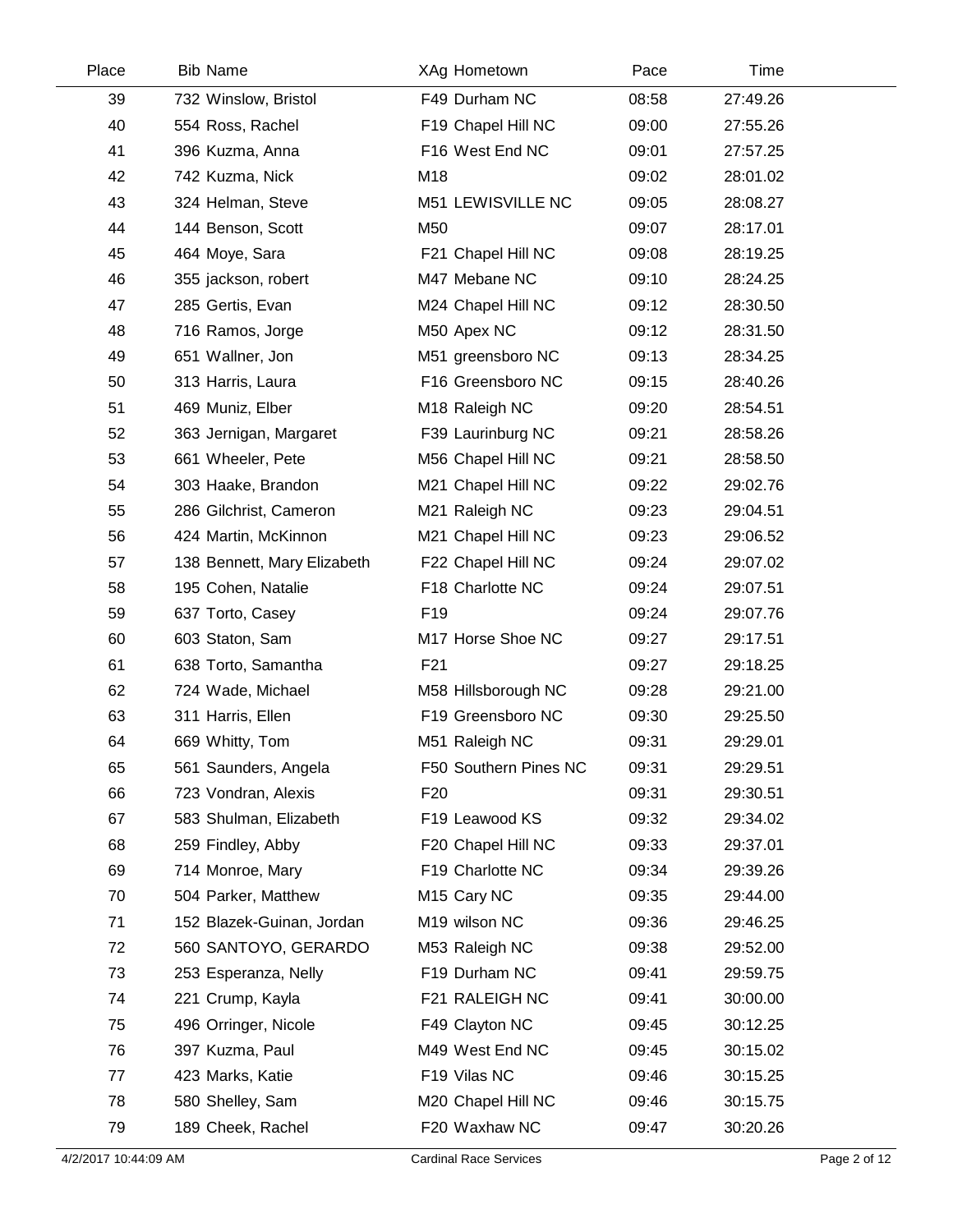| Place | Bib | Name | XAg | Hometown | Pace | Time |
|---|---|---|---|---|---|---|
| 39 | 732 | Winslow, Bristol | F49 | Durham NC | 08:58 | 27:49.26 |
| 40 | 554 | Ross, Rachel | F19 | Chapel Hill NC | 09:00 | 27:55.26 |
| 41 | 396 | Kuzma, Anna | F16 | West End NC | 09:01 | 27:57.25 |
| 42 | 742 | Kuzma, Nick | M18 | | 09:02 | 28:01.02 |
| 43 | 324 | Helman, Steve | M51 | LEWISVILLE NC | 09:05 | 28:08.27 |
| 44 | 144 | Benson, Scott | M50 | | 09:07 | 28:17.01 |
| 45 | 464 | Moye, Sara | F21 | Chapel Hill NC | 09:08 | 28:19.25 |
| 46 | 355 | jackson, robert | M47 | Mebane NC | 09:10 | 28:24.25 |
| 47 | 285 | Gertis, Evan | M24 | Chapel Hill NC | 09:12 | 28:30.50 |
| 48 | 716 | Ramos, Jorge | M50 | Apex NC | 09:12 | 28:31.50 |
| 49 | 651 | Wallner, Jon | M51 | greensboro NC | 09:13 | 28:34.25 |
| 50 | 313 | Harris, Laura | F16 | Greensboro NC | 09:15 | 28:40.26 |
| 51 | 469 | Muniz, Elber | M18 | Raleigh NC | 09:20 | 28:54.51 |
| 52 | 363 | Jernigan, Margaret | F39 | Laurinburg NC | 09:21 | 28:58.26 |
| 53 | 661 | Wheeler, Pete | M56 | Chapel Hill NC | 09:21 | 28:58.50 |
| 54 | 303 | Haake, Brandon | M21 | Chapel Hill NC | 09:22 | 29:02.76 |
| 55 | 286 | Gilchrist, Cameron | M21 | Raleigh NC | 09:23 | 29:04.51 |
| 56 | 424 | Martin, McKinnon | M21 | Chapel Hill NC | 09:23 | 29:06.52 |
| 57 | 138 | Bennett, Mary Elizabeth | F22 | Chapel Hill NC | 09:24 | 29:07.02 |
| 58 | 195 | Cohen, Natalie | F18 | Charlotte NC | 09:24 | 29:07.51 |
| 59 | 637 | Torto, Casey | F19 | | 09:24 | 29:07.76 |
| 60 | 603 | Staton, Sam | M17 | Horse Shoe NC | 09:27 | 29:17.51 |
| 61 | 638 | Torto, Samantha | F21 | | 09:27 | 29:18.25 |
| 62 | 724 | Wade, Michael | M58 | Hillsborough NC | 09:28 | 29:21.00 |
| 63 | 311 | Harris, Ellen | F19 | Greensboro NC | 09:30 | 29:25.50 |
| 64 | 669 | Whitty, Tom | M51 | Raleigh NC | 09:31 | 29:29.01 |
| 65 | 561 | Saunders, Angela | F50 | Southern Pines NC | 09:31 | 29:29.51 |
| 66 | 723 | Vondran, Alexis | F20 | | 09:31 | 29:30.51 |
| 67 | 583 | Shulman, Elizabeth | F19 | Leawood KS | 09:32 | 29:34.02 |
| 68 | 259 | Findley, Abby | F20 | Chapel Hill NC | 09:33 | 29:37.01 |
| 69 | 714 | Monroe, Mary | F19 | Charlotte NC | 09:34 | 29:39.26 |
| 70 | 504 | Parker, Matthew | M15 | Cary NC | 09:35 | 29:44.00 |
| 71 | 152 | Blazek-Guinan, Jordan | M19 | wilson NC | 09:36 | 29:46.25 |
| 72 | 560 | SANTOYO, GERARDO | M53 | Raleigh NC | 09:38 | 29:52.00 |
| 73 | 253 | Esperanza, Nelly | F19 | Durham NC | 09:41 | 29:59.75 |
| 74 | 221 | Crump, Kayla | F21 | RALEIGH NC | 09:41 | 30:00.00 |
| 75 | 496 | Orringer, Nicole | F49 | Clayton NC | 09:45 | 30:12.25 |
| 76 | 397 | Kuzma, Paul | M49 | West End NC | 09:45 | 30:15.02 |
| 77 | 423 | Marks, Katie | F19 | Vilas NC | 09:46 | 30:15.25 |
| 78 | 580 | Shelley, Sam | M20 | Chapel Hill NC | 09:46 | 30:15.75 |
| 79 | 189 | Cheek, Rachel | F20 | Waxhaw NC | 09:47 | 30:20.26 |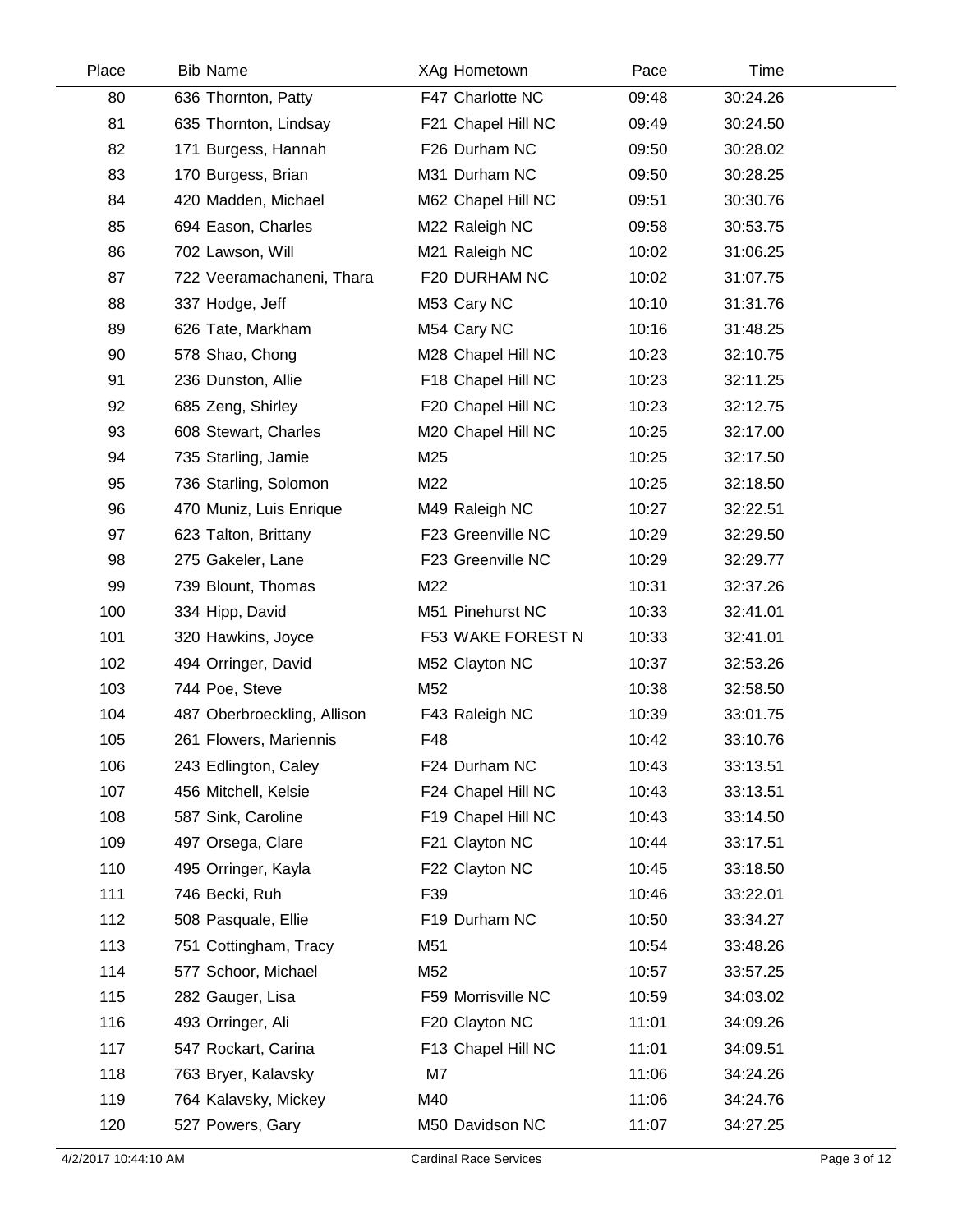| Place | Bib | Name | XAg | Hometown | Pace | Time |
|---|---|---|---|---|---|---|
| 80 | 636 | Thornton, Patty | F47 | Charlotte NC | 09:48 | 30:24.26 |
| 81 | 635 | Thornton, Lindsay | F21 | Chapel Hill NC | 09:49 | 30:24.50 |
| 82 | 171 | Burgess, Hannah | F26 | Durham NC | 09:50 | 30:28.02 |
| 83 | 170 | Burgess, Brian | M31 | Durham NC | 09:50 | 30:28.25 |
| 84 | 420 | Madden, Michael | M62 | Chapel Hill NC | 09:51 | 30:30.76 |
| 85 | 694 | Eason, Charles | M22 | Raleigh NC | 09:58 | 30:53.75 |
| 86 | 702 | Lawson, Will | M21 | Raleigh NC | 10:02 | 31:06.25 |
| 87 | 722 | Veeramachaneni, Thara | F20 | DURHAM NC | 10:02 | 31:07.75 |
| 88 | 337 | Hodge, Jeff | M53 | Cary NC | 10:10 | 31:31.76 |
| 89 | 626 | Tate, Markham | M54 | Cary NC | 10:16 | 31:48.25 |
| 90 | 578 | Shao, Chong | M28 | Chapel Hill NC | 10:23 | 32:10.75 |
| 91 | 236 | Dunston, Allie | F18 | Chapel Hill NC | 10:23 | 32:11.25 |
| 92 | 685 | Zeng, Shirley | F20 | Chapel Hill NC | 10:23 | 32:12.75 |
| 93 | 608 | Stewart, Charles | M20 | Chapel Hill NC | 10:25 | 32:17.00 |
| 94 | 735 | Starling, Jamie | M25 | | 10:25 | 32:17.50 |
| 95 | 736 | Starling, Solomon | M22 | | 10:25 | 32:18.50 |
| 96 | 470 | Muniz, Luis Enrique | M49 | Raleigh NC | 10:27 | 32:22.51 |
| 97 | 623 | Talton, Brittany | F23 | Greenville NC | 10:29 | 32:29.50 |
| 98 | 275 | Gakeler, Lane | F23 | Greenville NC | 10:29 | 32:29.77 |
| 99 | 739 | Blount, Thomas | M22 | | 10:31 | 32:37.26 |
| 100 | 334 | Hipp, David | M51 | Pinehurst NC | 10:33 | 32:41.01 |
| 101 | 320 | Hawkins, Joyce | F53 | WAKE FOREST N | 10:33 | 32:41.01 |
| 102 | 494 | Orringer, David | M52 | Clayton NC | 10:37 | 32:53.26 |
| 103 | 744 | Poe, Steve | M52 | | 10:38 | 32:58.50 |
| 104 | 487 | Oberbroeckling, Allison | F43 | Raleigh NC | 10:39 | 33:01.75 |
| 105 | 261 | Flowers, Mariennis | F48 | | 10:42 | 33:10.76 |
| 106 | 243 | Edlington, Caley | F24 | Durham NC | 10:43 | 33:13.51 |
| 107 | 456 | Mitchell, Kelsie | F24 | Chapel Hill NC | 10:43 | 33:13.51 |
| 108 | 587 | Sink, Caroline | F19 | Chapel Hill NC | 10:43 | 33:14.50 |
| 109 | 497 | Orsega, Clare | F21 | Clayton NC | 10:44 | 33:17.51 |
| 110 | 495 | Orringer, Kayla | F22 | Clayton NC | 10:45 | 33:18.50 |
| 111 | 746 | Becki, Ruh | F39 | | 10:46 | 33:22.01 |
| 112 | 508 | Pasquale, Ellie | F19 | Durham NC | 10:50 | 33:34.27 |
| 113 | 751 | Cottingham, Tracy | M51 | | 10:54 | 33:48.26 |
| 114 | 577 | Schoor, Michael | M52 | | 10:57 | 33:57.25 |
| 115 | 282 | Gauger, Lisa | F59 | Morrisville NC | 10:59 | 34:03.02 |
| 116 | 493 | Orringer, Ali | F20 | Clayton NC | 11:01 | 34:09.26 |
| 117 | 547 | Rockart, Carina | F13 | Chapel Hill NC | 11:01 | 34:09.51 |
| 118 | 763 | Bryer, Kalavsky | M7 | | 11:06 | 34:24.26 |
| 119 | 764 | Kalavsky, Mickey | M40 | | 11:06 | 34:24.76 |
| 120 | 527 | Powers, Gary | M50 | Davidson NC | 11:07 | 34:27.25 |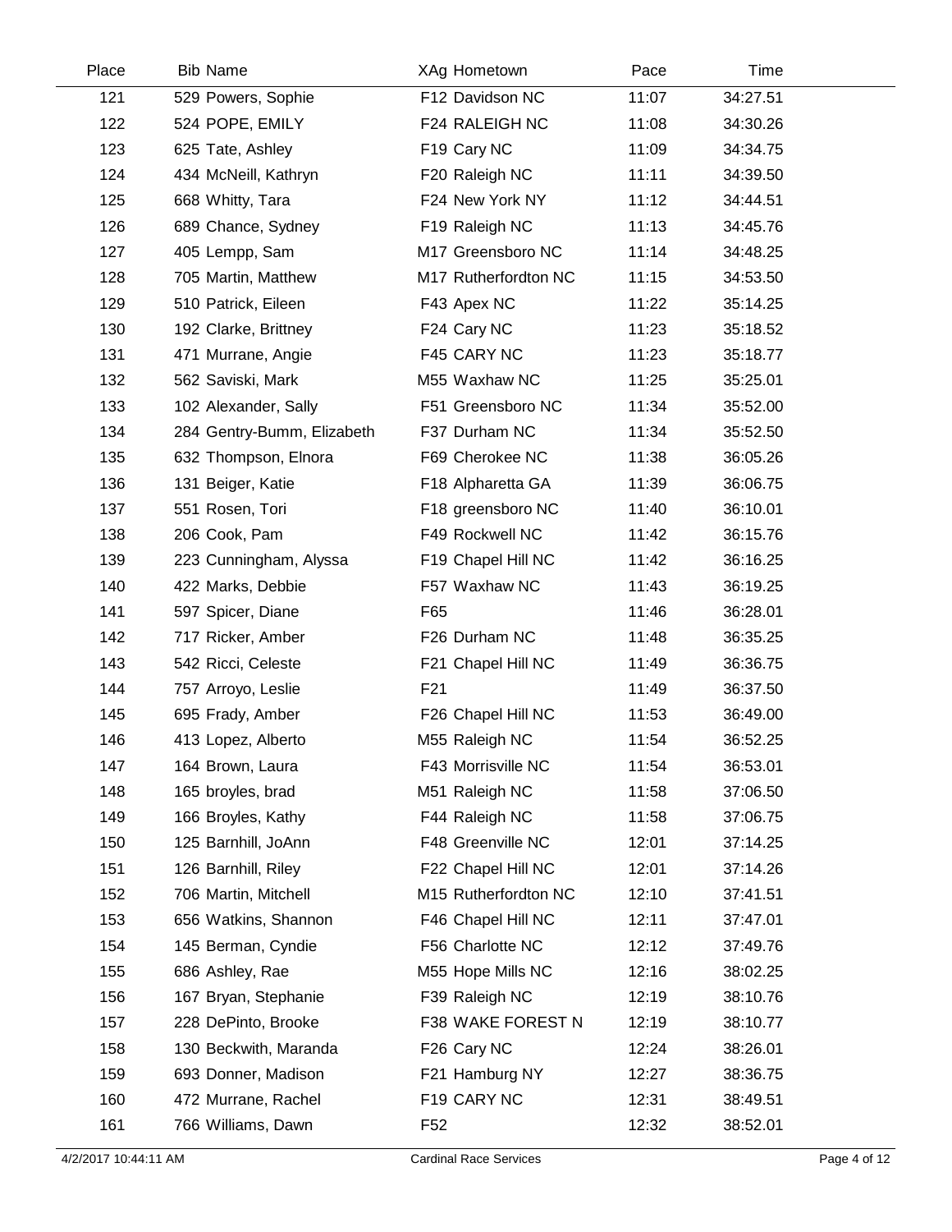| Place | Bib | Name | XAg | Hometown | Pace | Time |
|---|---|---|---|---|---|---|
| 121 | 529 | Powers, Sophie | F12 | Davidson NC | 11:07 | 34:27.51 |
| 122 | 524 | POPE, EMILY | F24 | RALEIGH NC | 11:08 | 34:30.26 |
| 123 | 625 | Tate, Ashley | F19 | Cary NC | 11:09 | 34:34.75 |
| 124 | 434 | McNeill, Kathryn | F20 | Raleigh NC | 11:11 | 34:39.50 |
| 125 | 668 | Whitty, Tara | F24 | New York NY | 11:12 | 34:44.51 |
| 126 | 689 | Chance, Sydney | F19 | Raleigh NC | 11:13 | 34:45.76 |
| 127 | 405 | Lempp, Sam | M17 | Greensboro NC | 11:14 | 34:48.25 |
| 128 | 705 | Martin, Matthew | M17 | Rutherfordton NC | 11:15 | 34:53.50 |
| 129 | 510 | Patrick, Eileen | F43 | Apex NC | 11:22 | 35:14.25 |
| 130 | 192 | Clarke, Brittney | F24 | Cary NC | 11:23 | 35:18.52 |
| 131 | 471 | Murrane, Angie | F45 | CARY NC | 11:23 | 35:18.77 |
| 132 | 562 | Saviski, Mark | M55 | Waxhaw NC | 11:25 | 35:25.01 |
| 133 | 102 | Alexander, Sally | F51 | Greensboro NC | 11:34 | 35:52.00 |
| 134 | 284 | Gentry-Bumm, Elizabeth | F37 | Durham NC | 11:34 | 35:52.50 |
| 135 | 632 | Thompson, Elnora | F69 | Cherokee NC | 11:38 | 36:05.26 |
| 136 | 131 | Beiger, Katie | F18 | Alpharetta GA | 11:39 | 36:06.75 |
| 137 | 551 | Rosen, Tori | F18 | greensboro NC | 11:40 | 36:10.01 |
| 138 | 206 | Cook, Pam | F49 | Rockwell NC | 11:42 | 36:15.76 |
| 139 | 223 | Cunningham, Alyssa | F19 | Chapel Hill NC | 11:42 | 36:16.25 |
| 140 | 422 | Marks, Debbie | F57 | Waxhaw NC | 11:43 | 36:19.25 |
| 141 | 597 | Spicer, Diane | F65 | | 11:46 | 36:28.01 |
| 142 | 717 | Ricker, Amber | F26 | Durham NC | 11:48 | 36:35.25 |
| 143 | 542 | Ricci, Celeste | F21 | Chapel Hill NC | 11:49 | 36:36.75 |
| 144 | 757 | Arroyo, Leslie | F21 | | 11:49 | 36:37.50 |
| 145 | 695 | Frady, Amber | F26 | Chapel Hill NC | 11:53 | 36:49.00 |
| 146 | 413 | Lopez, Alberto | M55 | Raleigh NC | 11:54 | 36:52.25 |
| 147 | 164 | Brown, Laura | F43 | Morrisville NC | 11:54 | 36:53.01 |
| 148 | 165 | broyles, brad | M51 | Raleigh NC | 11:58 | 37:06.50 |
| 149 | 166 | Broyles, Kathy | F44 | Raleigh NC | 11:58 | 37:06.75 |
| 150 | 125 | Barnhill, JoAnn | F48 | Greenville NC | 12:01 | 37:14.25 |
| 151 | 126 | Barnhill, Riley | F22 | Chapel Hill NC | 12:01 | 37:14.26 |
| 152 | 706 | Martin, Mitchell | M15 | Rutherfordton NC | 12:10 | 37:41.51 |
| 153 | 656 | Watkins, Shannon | F46 | Chapel Hill NC | 12:11 | 37:47.01 |
| 154 | 145 | Berman, Cyndie | F56 | Charlotte NC | 12:12 | 37:49.76 |
| 155 | 686 | Ashley, Rae | M55 | Hope Mills NC | 12:16 | 38:02.25 |
| 156 | 167 | Bryan, Stephanie | F39 | Raleigh NC | 12:19 | 38:10.76 |
| 157 | 228 | DePinto, Brooke | F38 | WAKE FOREST N | 12:19 | 38:10.77 |
| 158 | 130 | Beckwith, Maranda | F26 | Cary NC | 12:24 | 38:26.01 |
| 159 | 693 | Donner, Madison | F21 | Hamburg NY | 12:27 | 38:36.75 |
| 160 | 472 | Murrane, Rachel | F19 | CARY NC | 12:31 | 38:49.51 |
| 161 | 766 | Williams, Dawn | F52 | | 12:32 | 38:52.01 |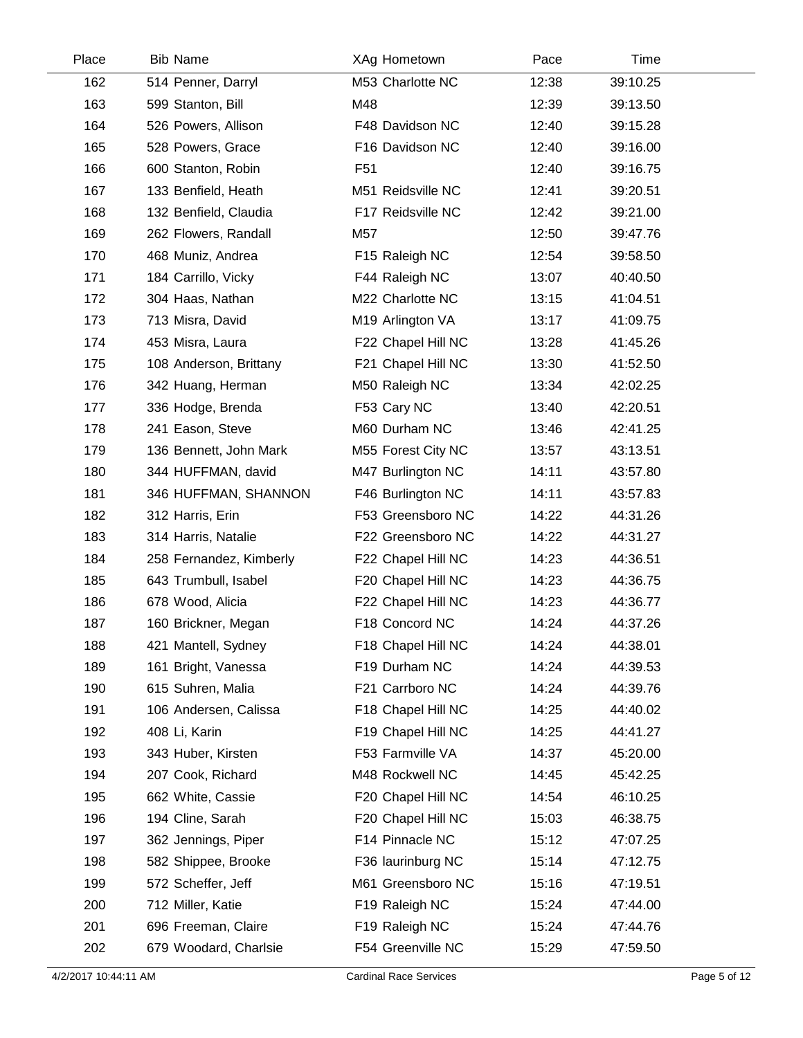| Place | Bib | Name | XAg | Hometown | Pace | Time |
| --- | --- | --- | --- | --- | --- | --- |
| 162 | 514 | Penner, Darryl | M53 | Charlotte NC | 12:38 | 39:10.25 |
| 163 | 599 | Stanton, Bill | M48 | | 12:39 | 39:13.50 |
| 164 | 526 | Powers, Allison | F48 | Davidson NC | 12:40 | 39:15.28 |
| 165 | 528 | Powers, Grace | F16 | Davidson NC | 12:40 | 39:16.00 |
| 166 | 600 | Stanton, Robin | F51 | | 12:40 | 39:16.75 |
| 167 | 133 | Benfield, Heath | M51 | Reidsville NC | 12:41 | 39:20.51 |
| 168 | 132 | Benfield, Claudia | F17 | Reidsville NC | 12:42 | 39:21.00 |
| 169 | 262 | Flowers, Randall | M57 | | 12:50 | 39:47.76 |
| 170 | 468 | Muniz, Andrea | F15 | Raleigh NC | 12:54 | 39:58.50 |
| 171 | 184 | Carrillo, Vicky | F44 | Raleigh NC | 13:07 | 40:40.50 |
| 172 | 304 | Haas, Nathan | M22 | Charlotte NC | 13:15 | 41:04.51 |
| 173 | 713 | Misra, David | M19 | Arlington VA | 13:17 | 41:09.75 |
| 174 | 453 | Misra, Laura | F22 | Chapel Hill NC | 13:28 | 41:45.26 |
| 175 | 108 | Anderson, Brittany | F21 | Chapel Hill NC | 13:30 | 41:52.50 |
| 176 | 342 | Huang, Herman | M50 | Raleigh NC | 13:34 | 42:02.25 |
| 177 | 336 | Hodge, Brenda | F53 | Cary NC | 13:40 | 42:20.51 |
| 178 | 241 | Eason, Steve | M60 | Durham NC | 13:46 | 42:41.25 |
| 179 | 136 | Bennett, John Mark | M55 | Forest City NC | 13:57 | 43:13.51 |
| 180 | 344 | HUFFMAN, david | M47 | Burlington NC | 14:11 | 43:57.80 |
| 181 | 346 | HUFFMAN, SHANNON | F46 | Burlington NC | 14:11 | 43:57.83 |
| 182 | 312 | Harris, Erin | F53 | Greensboro NC | 14:22 | 44:31.26 |
| 183 | 314 | Harris, Natalie | F22 | Greensboro NC | 14:22 | 44:31.27 |
| 184 | 258 | Fernandez, Kimberly | F22 | Chapel Hill NC | 14:23 | 44:36.51 |
| 185 | 643 | Trumbull, Isabel | F20 | Chapel Hill NC | 14:23 | 44:36.75 |
| 186 | 678 | Wood, Alicia | F22 | Chapel Hill NC | 14:23 | 44:36.77 |
| 187 | 160 | Brickner, Megan | F18 | Concord NC | 14:24 | 44:37.26 |
| 188 | 421 | Mantell, Sydney | F18 | Chapel Hill NC | 14:24 | 44:38.01 |
| 189 | 161 | Bright, Vanessa | F19 | Durham NC | 14:24 | 44:39.53 |
| 190 | 615 | Suhren, Malia | F21 | Carrboro NC | 14:24 | 44:39.76 |
| 191 | 106 | Andersen, Calissa | F18 | Chapel Hill NC | 14:25 | 44:40.02 |
| 192 | 408 | Li, Karin | F19 | Chapel Hill NC | 14:25 | 44:41.27 |
| 193 | 343 | Huber, Kirsten | F53 | Farmville VA | 14:37 | 45:20.00 |
| 194 | 207 | Cook, Richard | M48 | Rockwell NC | 14:45 | 45:42.25 |
| 195 | 662 | White, Cassie | F20 | Chapel Hill NC | 14:54 | 46:10.25 |
| 196 | 194 | Cline, Sarah | F20 | Chapel Hill NC | 15:03 | 46:38.75 |
| 197 | 362 | Jennings, Piper | F14 | Pinnacle NC | 15:12 | 47:07.25 |
| 198 | 582 | Shippee, Brooke | F36 | laurinburg NC | 15:14 | 47:12.75 |
| 199 | 572 | Scheffer, Jeff | M61 | Greensboro NC | 15:16 | 47:19.51 |
| 200 | 712 | Miller, Katie | F19 | Raleigh NC | 15:24 | 47:44.00 |
| 201 | 696 | Freeman, Claire | F19 | Raleigh NC | 15:24 | 47:44.76 |
| 202 | 679 | Woodard, Charlsie | F54 | Greenville NC | 15:29 | 47:59.50 |

4/2/2017 10:44:11 AM — Cardinal Race Services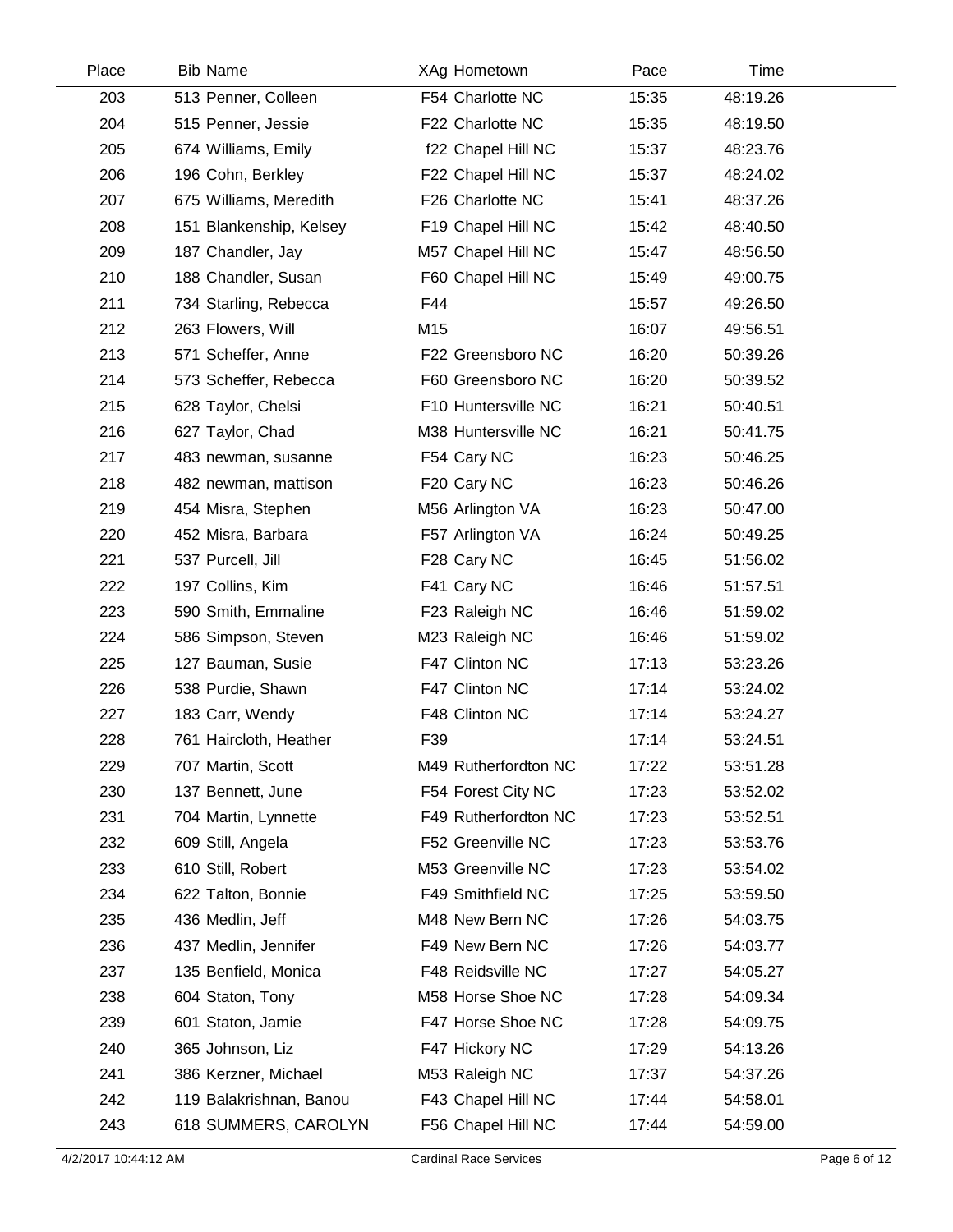| Place | Bib | Name | XAg | Hometown | Pace | Time |
|---|---|---|---|---|---|---|
| 203 | 513 | Penner, Colleen | F54 | Charlotte NC | 15:35 | 48:19.26 |
| 204 | 515 | Penner, Jessie | F22 | Charlotte NC | 15:35 | 48:19.50 |
| 205 | 674 | Williams, Emily | f22 | Chapel Hill NC | 15:37 | 48:23.76 |
| 206 | 196 | Cohn, Berkley | F22 | Chapel Hill NC | 15:37 | 48:24.02 |
| 207 | 675 | Williams, Meredith | F26 | Charlotte NC | 15:41 | 48:37.26 |
| 208 | 151 | Blankenship, Kelsey | F19 | Chapel Hill NC | 15:42 | 48:40.50 |
| 209 | 187 | Chandler, Jay | M57 | Chapel Hill NC | 15:47 | 48:56.50 |
| 210 | 188 | Chandler, Susan | F60 | Chapel Hill NC | 15:49 | 49:00.75 |
| 211 | 734 | Starling, Rebecca | F44 | | 15:57 | 49:26.50 |
| 212 | 263 | Flowers, Will | M15 | | 16:07 | 49:56.51 |
| 213 | 571 | Scheffer, Anne | F22 | Greensboro NC | 16:20 | 50:39.26 |
| 214 | 573 | Scheffer, Rebecca | F60 | Greensboro NC | 16:20 | 50:39.52 |
| 215 | 628 | Taylor, Chelsi | F10 | Huntersville NC | 16:21 | 50:40.51 |
| 216 | 627 | Taylor, Chad | M38 | Huntersville NC | 16:21 | 50:41.75 |
| 217 | 483 | newman, susanne | F54 | Cary NC | 16:23 | 50:46.25 |
| 218 | 482 | newman, mattison | F20 | Cary NC | 16:23 | 50:46.26 |
| 219 | 454 | Misra, Stephen | M56 | Arlington VA | 16:23 | 50:47.00 |
| 220 | 452 | Misra, Barbara | F57 | Arlington VA | 16:24 | 50:49.25 |
| 221 | 537 | Purcell, Jill | F28 | Cary NC | 16:45 | 51:56.02 |
| 222 | 197 | Collins, Kim | F41 | Cary NC | 16:46 | 51:57.51 |
| 223 | 590 | Smith, Emmaline | F23 | Raleigh NC | 16:46 | 51:59.02 |
| 224 | 586 | Simpson, Steven | M23 | Raleigh NC | 16:46 | 51:59.02 |
| 225 | 127 | Bauman, Susie | F47 | Clinton NC | 17:13 | 53:23.26 |
| 226 | 538 | Purdie, Shawn | F47 | Clinton NC | 17:14 | 53:24.02 |
| 227 | 183 | Carr, Wendy | F48 | Clinton NC | 17:14 | 53:24.27 |
| 228 | 761 | Haircloth, Heather | F39 | | 17:14 | 53:24.51 |
| 229 | 707 | Martin, Scott | M49 | Rutherfordton NC | 17:22 | 53:51.28 |
| 230 | 137 | Bennett, June | F54 | Forest City NC | 17:23 | 53:52.02 |
| 231 | 704 | Martin, Lynnette | F49 | Rutherfordton NC | 17:23 | 53:52.51 |
| 232 | 609 | Still, Angela | F52 | Greenville NC | 17:23 | 53:53.76 |
| 233 | 610 | Still, Robert | M53 | Greenville NC | 17:23 | 53:54.02 |
| 234 | 622 | Talton, Bonnie | F49 | Smithfield NC | 17:25 | 53:59.50 |
| 235 | 436 | Medlin, Jeff | M48 | New Bern NC | 17:26 | 54:03.75 |
| 236 | 437 | Medlin, Jennifer | F49 | New Bern NC | 17:26 | 54:03.77 |
| 237 | 135 | Benfield, Monica | F48 | Reidsville NC | 17:27 | 54:05.27 |
| 238 | 604 | Staton, Tony | M58 | Horse Shoe NC | 17:28 | 54:09.34 |
| 239 | 601 | Staton, Jamie | F47 | Horse Shoe NC | 17:28 | 54:09.75 |
| 240 | 365 | Johnson, Liz | F47 | Hickory NC | 17:29 | 54:13.26 |
| 241 | 386 | Kerzner, Michael | M53 | Raleigh NC | 17:37 | 54:37.26 |
| 242 | 119 | Balakrishnan, Banou | F43 | Chapel Hill NC | 17:44 | 54:58.01 |
| 243 | 618 | SUMMERS, CAROLYN | F56 | Chapel Hill NC | 17:44 | 54:59.00 |

4/2/2017 10:44:12 AM Cardinal Race Services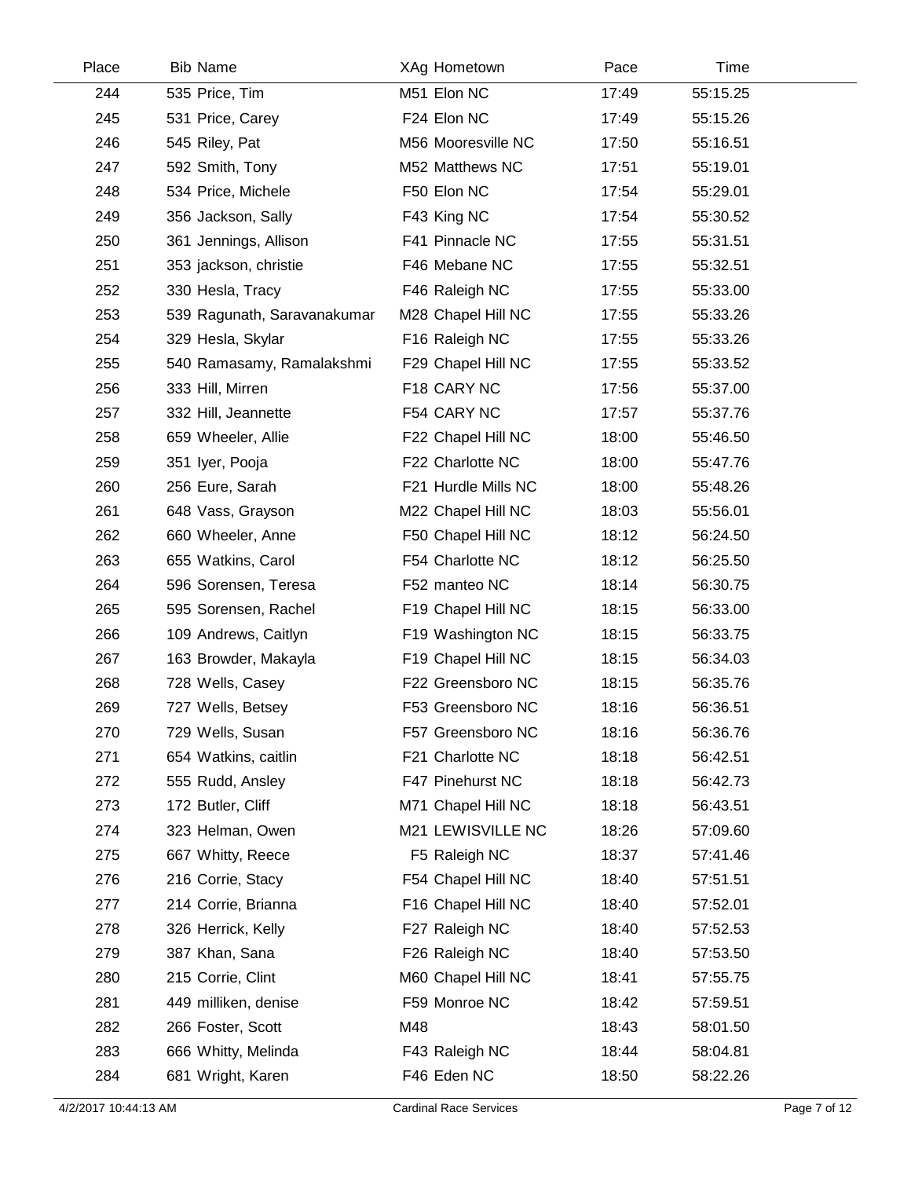| Place | Bib | Name | XAg | Hometown | Pace | Time |
|---|---|---|---|---|---|---|
| 244 | 535 | Price, Tim | M51 | Elon NC | 17:49 | 55:15.25 |
| 245 | 531 | Price, Carey | F24 | Elon NC | 17:49 | 55:15.26 |
| 246 | 545 | Riley, Pat | M56 | Mooresville NC | 17:50 | 55:16.51 |
| 247 | 592 | Smith, Tony | M52 | Matthews NC | 17:51 | 55:19.01 |
| 248 | 534 | Price, Michele | F50 | Elon NC | 17:54 | 55:29.01 |
| 249 | 356 | Jackson, Sally | F43 | King NC | 17:54 | 55:30.52 |
| 250 | 361 | Jennings, Allison | F41 | Pinnacle NC | 17:55 | 55:31.51 |
| 251 | 353 | jackson, christie | F46 | Mebane NC | 17:55 | 55:32.51 |
| 252 | 330 | Hesla, Tracy | F46 | Raleigh NC | 17:55 | 55:33.00 |
| 253 | 539 | Ragunath, Saravanakumar | M28 | Chapel Hill NC | 17:55 | 55:33.26 |
| 254 | 329 | Hesla, Skylar | F16 | Raleigh NC | 17:55 | 55:33.26 |
| 255 | 540 | Ramasamy, Ramalakshmi | F29 | Chapel Hill NC | 17:55 | 55:33.52 |
| 256 | 333 | Hill, Mirren | F18 | CARY NC | 17:56 | 55:37.00 |
| 257 | 332 | Hill, Jeannette | F54 | CARY NC | 17:57 | 55:37.76 |
| 258 | 659 | Wheeler, Allie | F22 | Chapel Hill NC | 18:00 | 55:46.50 |
| 259 | 351 | Iyer, Pooja | F22 | Charlotte NC | 18:00 | 55:47.76 |
| 260 | 256 | Eure, Sarah | F21 | Hurdle Mills NC | 18:00 | 55:48.26 |
| 261 | 648 | Vass, Grayson | M22 | Chapel Hill NC | 18:03 | 55:56.01 |
| 262 | 660 | Wheeler, Anne | F50 | Chapel Hill NC | 18:12 | 56:24.50 |
| 263 | 655 | Watkins, Carol | F54 | Charlotte NC | 18:12 | 56:25.50 |
| 264 | 596 | Sorensen, Teresa | F52 | manteo NC | 18:14 | 56:30.75 |
| 265 | 595 | Sorensen, Rachel | F19 | Chapel Hill NC | 18:15 | 56:33.00 |
| 266 | 109 | Andrews, Caitlyn | F19 | Washington NC | 18:15 | 56:33.75 |
| 267 | 163 | Browder, Makayla | F19 | Chapel Hill NC | 18:15 | 56:34.03 |
| 268 | 728 | Wells, Casey | F22 | Greensboro NC | 18:15 | 56:35.76 |
| 269 | 727 | Wells, Betsey | F53 | Greensboro NC | 18:16 | 56:36.51 |
| 270 | 729 | Wells, Susan | F57 | Greensboro NC | 18:16 | 56:36.76 |
| 271 | 654 | Watkins, caitlin | F21 | Charlotte NC | 18:18 | 56:42.51 |
| 272 | 555 | Rudd, Ansley | F47 | Pinehurst NC | 18:18 | 56:42.73 |
| 273 | 172 | Butler, Cliff | M71 | Chapel Hill NC | 18:18 | 56:43.51 |
| 274 | 323 | Helman, Owen | M21 | LEWISVILLE NC | 18:26 | 57:09.60 |
| 275 | 667 | Whitty, Reece | F5 | Raleigh NC | 18:37 | 57:41.46 |
| 276 | 216 | Corrie, Stacy | F54 | Chapel Hill NC | 18:40 | 57:51.51 |
| 277 | 214 | Corrie, Brianna | F16 | Chapel Hill NC | 18:40 | 57:52.01 |
| 278 | 326 | Herrick, Kelly | F27 | Raleigh NC | 18:40 | 57:52.53 |
| 279 | 387 | Khan, Sana | F26 | Raleigh NC | 18:40 | 57:53.50 |
| 280 | 215 | Corrie, Clint | M60 | Chapel Hill NC | 18:41 | 57:55.75 |
| 281 | 449 | milliken, denise | F59 | Monroe NC | 18:42 | 57:59.51 |
| 282 | 266 | Foster, Scott | M48 | | 18:43 | 58:01.50 |
| 283 | 666 | Whitty, Melinda | F43 | Raleigh NC | 18:44 | 58:04.81 |
| 284 | 681 | Wright, Karen | F46 | Eden NC | 18:50 | 58:22.26 |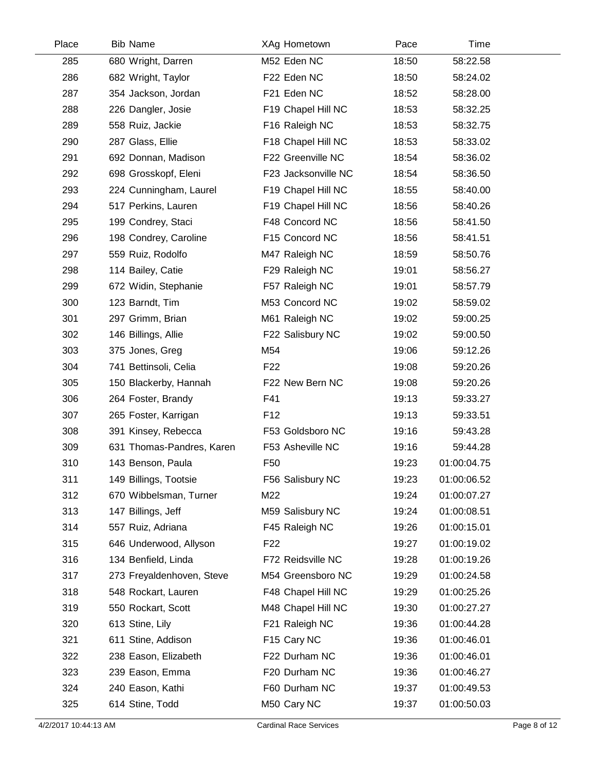| Place | Bib | Name | XAg | Hometown | Pace | Time |
|---|---|---|---|---|---|---|
| 285 | 680 | Wright, Darren | M52 | Eden NC | 18:50 | 58:22.58 |
| 286 | 682 | Wright, Taylor | F22 | Eden NC | 18:50 | 58:24.02 |
| 287 | 354 | Jackson, Jordan | F21 | Eden NC | 18:52 | 58:28.00 |
| 288 | 226 | Dangler, Josie | F19 | Chapel Hill NC | 18:53 | 58:32.25 |
| 289 | 558 | Ruiz, Jackie | F16 | Raleigh NC | 18:53 | 58:32.75 |
| 290 | 287 | Glass, Ellie | F18 | Chapel Hill NC | 18:53 | 58:33.02 |
| 291 | 692 | Donnan, Madison | F22 | Greenville NC | 18:54 | 58:36.02 |
| 292 | 698 | Grosskopf, Eleni | F23 | Jacksonville NC | 18:54 | 58:36.50 |
| 293 | 224 | Cunningham, Laurel | F19 | Chapel Hill NC | 18:55 | 58:40.00 |
| 294 | 517 | Perkins, Lauren | F19 | Chapel Hill NC | 18:56 | 58:40.26 |
| 295 | 199 | Condrey, Staci | F48 | Concord NC | 18:56 | 58:41.50 |
| 296 | 198 | Condrey, Caroline | F15 | Concord NC | 18:56 | 58:41.51 |
| 297 | 559 | Ruiz, Rodolfo | M47 | Raleigh NC | 18:59 | 58:50.76 |
| 298 | 114 | Bailey, Catie | F29 | Raleigh NC | 19:01 | 58:56.27 |
| 299 | 672 | Widin, Stephanie | F57 | Raleigh NC | 19:01 | 58:57.79 |
| 300 | 123 | Barndt, Tim | M53 | Concord NC | 19:02 | 58:59.02 |
| 301 | 297 | Grimm, Brian | M61 | Raleigh NC | 19:02 | 59:00.25 |
| 302 | 146 | Billings, Allie | F22 | Salisbury NC | 19:02 | 59:00.50 |
| 303 | 375 | Jones, Greg | M54 | | 19:06 | 59:12.26 |
| 304 | 741 | Bettinsoli, Celia | F22 | | 19:08 | 59:20.26 |
| 305 | 150 | Blackerby, Hannah | F22 | New Bern NC | 19:08 | 59:20.26 |
| 306 | 264 | Foster, Brandy | F41 | | 19:13 | 59:33.27 |
| 307 | 265 | Foster, Karrigan | F12 | | 19:13 | 59:33.51 |
| 308 | 391 | Kinsey, Rebecca | F53 | Goldsboro NC | 19:16 | 59:43.28 |
| 309 | 631 | Thomas-Pandres, Karen | F53 | Asheville NC | 19:16 | 59:44.28 |
| 310 | 143 | Benson, Paula | F50 | | 19:23 | 01:00:04.75 |
| 311 | 149 | Billings, Tootsie | F56 | Salisbury NC | 19:23 | 01:00:06.52 |
| 312 | 670 | Wibbelsman, Turner | M22 | | 19:24 | 01:00:07.27 |
| 313 | 147 | Billings, Jeff | M59 | Salisbury NC | 19:24 | 01:00:08.51 |
| 314 | 557 | Ruiz, Adriana | F45 | Raleigh NC | 19:26 | 01:00:15.01 |
| 315 | 646 | Underwood, Allyson | F22 | | 19:27 | 01:00:19.02 |
| 316 | 134 | Benfield, Linda | F72 | Reidsville NC | 19:28 | 01:00:19.26 |
| 317 | 273 | Freyaldenhoven, Steve | M54 | Greensboro NC | 19:29 | 01:00:24.58 |
| 318 | 548 | Rockart, Lauren | F48 | Chapel Hill NC | 19:29 | 01:00:25.26 |
| 319 | 550 | Rockart, Scott | M48 | Chapel Hill NC | 19:30 | 01:00:27.27 |
| 320 | 613 | Stine, Lily | F21 | Raleigh NC | 19:36 | 01:00:44.28 |
| 321 | 611 | Stine, Addison | F15 | Cary NC | 19:36 | 01:00:46.01 |
| 322 | 238 | Eason, Elizabeth | F22 | Durham NC | 19:36 | 01:00:46.01 |
| 323 | 239 | Eason, Emma | F20 | Durham NC | 19:36 | 01:00:46.27 |
| 324 | 240 | Eason, Kathi | F60 | Durham NC | 19:37 | 01:00:49.53 |
| 325 | 614 | Stine, Todd | M50 | Cary NC | 19:37 | 01:00:50.03 |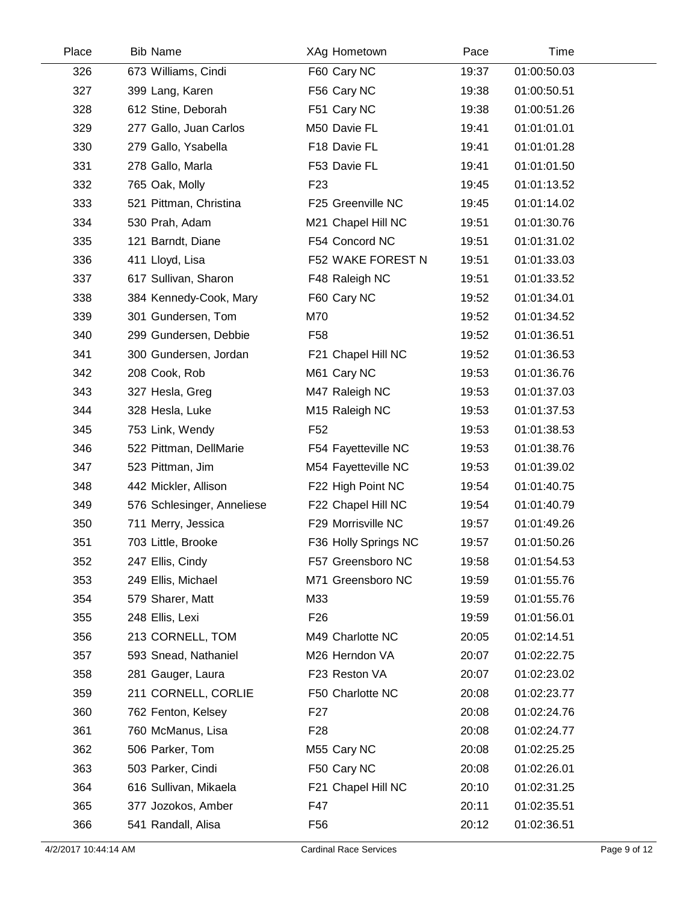| Place | Bib | Name | XAg | Hometown | Pace | Time |
|---|---|---|---|---|---|---|
| 326 | 673 | Williams, Cindi | F60 | Cary NC | 19:37 | 01:00:50.03 |
| 327 | 399 | Lang, Karen | F56 | Cary NC | 19:38 | 01:00:50.51 |
| 328 | 612 | Stine, Deborah | F51 | Cary NC | 19:38 | 01:00:51.26 |
| 329 | 277 | Gallo, Juan Carlos | M50 | Davie FL | 19:41 | 01:01:01.01 |
| 330 | 279 | Gallo, Ysabella | F18 | Davie FL | 19:41 | 01:01:01.28 |
| 331 | 278 | Gallo, Marla | F53 | Davie FL | 19:41 | 01:01:01.50 |
| 332 | 765 | Oak, Molly | F23 | | 19:45 | 01:01:13.52 |
| 333 | 521 | Pittman, Christina | F25 | Greenville NC | 19:45 | 01:01:14.02 |
| 334 | 530 | Prah, Adam | M21 | Chapel Hill NC | 19:51 | 01:01:30.76 |
| 335 | 121 | Barndt, Diane | F54 | Concord NC | 19:51 | 01:01:31.02 |
| 336 | 411 | Lloyd, Lisa | F52 | WAKE FOREST N | 19:51 | 01:01:33.03 |
| 337 | 617 | Sullivan, Sharon | F48 | Raleigh NC | 19:51 | 01:01:33.52 |
| 338 | 384 | Kennedy-Cook, Mary | F60 | Cary NC | 19:52 | 01:01:34.01 |
| 339 | 301 | Gundersen, Tom | M70 | | 19:52 | 01:01:34.52 |
| 340 | 299 | Gundersen, Debbie | F58 | | 19:52 | 01:01:36.51 |
| 341 | 300 | Gundersen, Jordan | F21 | Chapel Hill NC | 19:52 | 01:01:36.53 |
| 342 | 208 | Cook, Rob | M61 | Cary NC | 19:53 | 01:01:36.76 |
| 343 | 327 | Hesla, Greg | M47 | Raleigh NC | 19:53 | 01:01:37.03 |
| 344 | 328 | Hesla, Luke | M15 | Raleigh NC | 19:53 | 01:01:37.53 |
| 345 | 753 | Link, Wendy | F52 | | 19:53 | 01:01:38.53 |
| 346 | 522 | Pittman, DellMarie | F54 | Fayetteville NC | 19:53 | 01:01:38.76 |
| 347 | 523 | Pittman, Jim | M54 | Fayetteville NC | 19:53 | 01:01:39.02 |
| 348 | 442 | Mickler, Allison | F22 | High Point NC | 19:54 | 01:01:40.75 |
| 349 | 576 | Schlesinger, Anneliese | F22 | Chapel Hill NC | 19:54 | 01:01:40.79 |
| 350 | 711 | Merry, Jessica | F29 | Morrisville NC | 19:57 | 01:01:49.26 |
| 351 | 703 | Little, Brooke | F36 | Holly Springs NC | 19:57 | 01:01:50.26 |
| 352 | 247 | Ellis, Cindy | F57 | Greensboro NC | 19:58 | 01:01:54.53 |
| 353 | 249 | Ellis, Michael | M71 | Greensboro NC | 19:59 | 01:01:55.76 |
| 354 | 579 | Sharer, Matt | M33 | | 19:59 | 01:01:55.76 |
| 355 | 248 | Ellis, Lexi | F26 | | 19:59 | 01:01:56.01 |
| 356 | 213 | CORNELL, TOM | M49 | Charlotte NC | 20:05 | 01:02:14.51 |
| 357 | 593 | Snead, Nathaniel | M26 | Herndon VA | 20:07 | 01:02:22.75 |
| 358 | 281 | Gauger, Laura | F23 | Reston VA | 20:07 | 01:02:23.02 |
| 359 | 211 | CORNELL, CORLIE | F50 | Charlotte NC | 20:08 | 01:02:23.77 |
| 360 | 762 | Fenton, Kelsey | F27 | | 20:08 | 01:02:24.76 |
| 361 | 760 | McManus, Lisa | F28 | | 20:08 | 01:02:24.77 |
| 362 | 506 | Parker, Tom | M55 | Cary NC | 20:08 | 01:02:25.25 |
| 363 | 503 | Parker, Cindi | F50 | Cary NC | 20:08 | 01:02:26.01 |
| 364 | 616 | Sullivan, Mikaela | F21 | Chapel Hill NC | 20:10 | 01:02:31.25 |
| 365 | 377 | Jozokos, Amber | F47 | | 20:11 | 01:02:35.51 |
| 366 | 541 | Randall, Alisa | F56 | | 20:12 | 01:02:36.51 |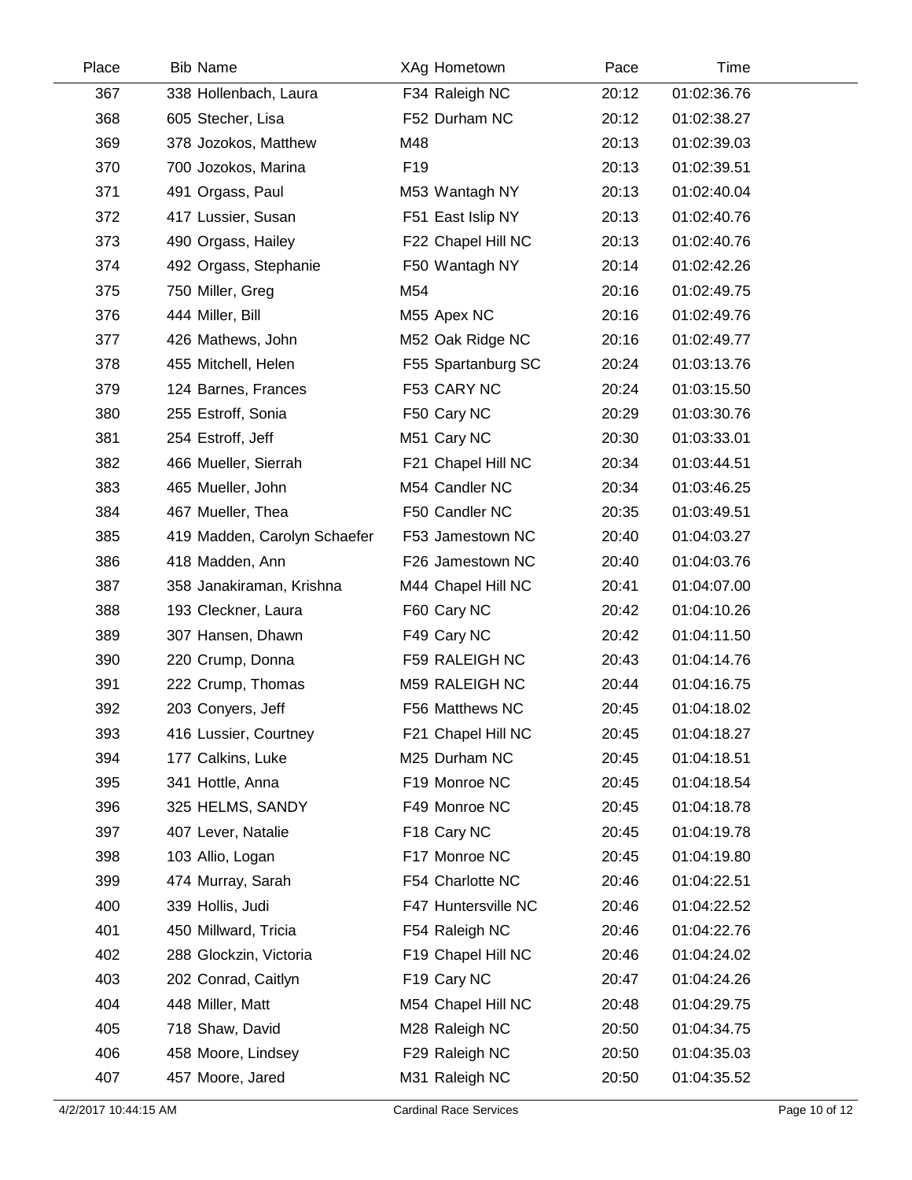| Place | Bib | Name | XAg | Hometown | Pace | Time |
|---|---|---|---|---|---|---|
| 367 | 338 | Hollenbach, Laura | F34 | Raleigh NC | 20:12 | 01:02:36.76 |
| 368 | 605 | Stecher, Lisa | F52 | Durham NC | 20:12 | 01:02:38.27 |
| 369 | 378 | Jozokos, Matthew | M48 | | 20:13 | 01:02:39.03 |
| 370 | 700 | Jozokos, Marina | F19 | | 20:13 | 01:02:39.51 |
| 371 | 491 | Orgass, Paul | M53 | Wantagh NY | 20:13 | 01:02:40.04 |
| 372 | 417 | Lussier, Susan | F51 | East Islip NY | 20:13 | 01:02:40.76 |
| 373 | 490 | Orgass, Hailey | F22 | Chapel Hill NC | 20:13 | 01:02:40.76 |
| 374 | 492 | Orgass, Stephanie | F50 | Wantagh NY | 20:14 | 01:02:42.26 |
| 375 | 750 | Miller, Greg | M54 | | 20:16 | 01:02:49.75 |
| 376 | 444 | Miller, Bill | M55 | Apex NC | 20:16 | 01:02:49.76 |
| 377 | 426 | Mathews, John | M52 | Oak Ridge NC | 20:16 | 01:02:49.77 |
| 378 | 455 | Mitchell, Helen | F55 | Spartanburg SC | 20:24 | 01:03:13.76 |
| 379 | 124 | Barnes, Frances | F53 | CARY NC | 20:24 | 01:03:15.50 |
| 380 | 255 | Estroff, Sonia | F50 | Cary NC | 20:29 | 01:03:30.76 |
| 381 | 254 | Estroff, Jeff | M51 | Cary NC | 20:30 | 01:03:33.01 |
| 382 | 466 | Mueller, Sierrah | F21 | Chapel Hill NC | 20:34 | 01:03:44.51 |
| 383 | 465 | Mueller, John | M54 | Candler NC | 20:34 | 01:03:46.25 |
| 384 | 467 | Mueller, Thea | F50 | Candler NC | 20:35 | 01:03:49.51 |
| 385 | 419 | Madden, Carolyn Schaefer | F53 | Jamestown NC | 20:40 | 01:04:03.27 |
| 386 | 418 | Madden, Ann | F26 | Jamestown NC | 20:40 | 01:04:03.76 |
| 387 | 358 | Janakiraman, Krishna | M44 | Chapel Hill NC | 20:41 | 01:04:07.00 |
| 388 | 193 | Cleckner, Laura | F60 | Cary NC | 20:42 | 01:04:10.26 |
| 389 | 307 | Hansen, Dhawn | F49 | Cary NC | 20:42 | 01:04:11.50 |
| 390 | 220 | Crump, Donna | F59 | RALEIGH NC | 20:43 | 01:04:14.76 |
| 391 | 222 | Crump, Thomas | M59 | RALEIGH NC | 20:44 | 01:04:16.75 |
| 392 | 203 | Conyers, Jeff | F56 | Matthews NC | 20:45 | 01:04:18.02 |
| 393 | 416 | Lussier, Courtney | F21 | Chapel Hill NC | 20:45 | 01:04:18.27 |
| 394 | 177 | Calkins, Luke | M25 | Durham NC | 20:45 | 01:04:18.51 |
| 395 | 341 | Hottle, Anna | F19 | Monroe NC | 20:45 | 01:04:18.54 |
| 396 | 325 | HELMS, SANDY | F49 | Monroe NC | 20:45 | 01:04:18.78 |
| 397 | 407 | Lever, Natalie | F18 | Cary NC | 20:45 | 01:04:19.78 |
| 398 | 103 | Allio, Logan | F17 | Monroe NC | 20:45 | 01:04:19.80 |
| 399 | 474 | Murray, Sarah | F54 | Charlotte NC | 20:46 | 01:04:22.51 |
| 400 | 339 | Hollis, Judi | F47 | Huntersville NC | 20:46 | 01:04:22.52 |
| 401 | 450 | Millward, Tricia | F54 | Raleigh NC | 20:46 | 01:04:22.76 |
| 402 | 288 | Glockzin, Victoria | F19 | Chapel Hill NC | 20:46 | 01:04:24.02 |
| 403 | 202 | Conrad, Caitlyn | F19 | Cary NC | 20:47 | 01:04:24.26 |
| 404 | 448 | Miller, Matt | M54 | Chapel Hill NC | 20:48 | 01:04:29.75 |
| 405 | 718 | Shaw, David | M28 | Raleigh NC | 20:50 | 01:04:34.75 |
| 406 | 458 | Moore, Lindsey | F29 | Raleigh NC | 20:50 | 01:04:35.03 |
| 407 | 457 | Moore, Jared | M31 | Raleigh NC | 20:50 | 01:04:35.52 |

4/2/2017 10:44:15 AM Cardinal Race Services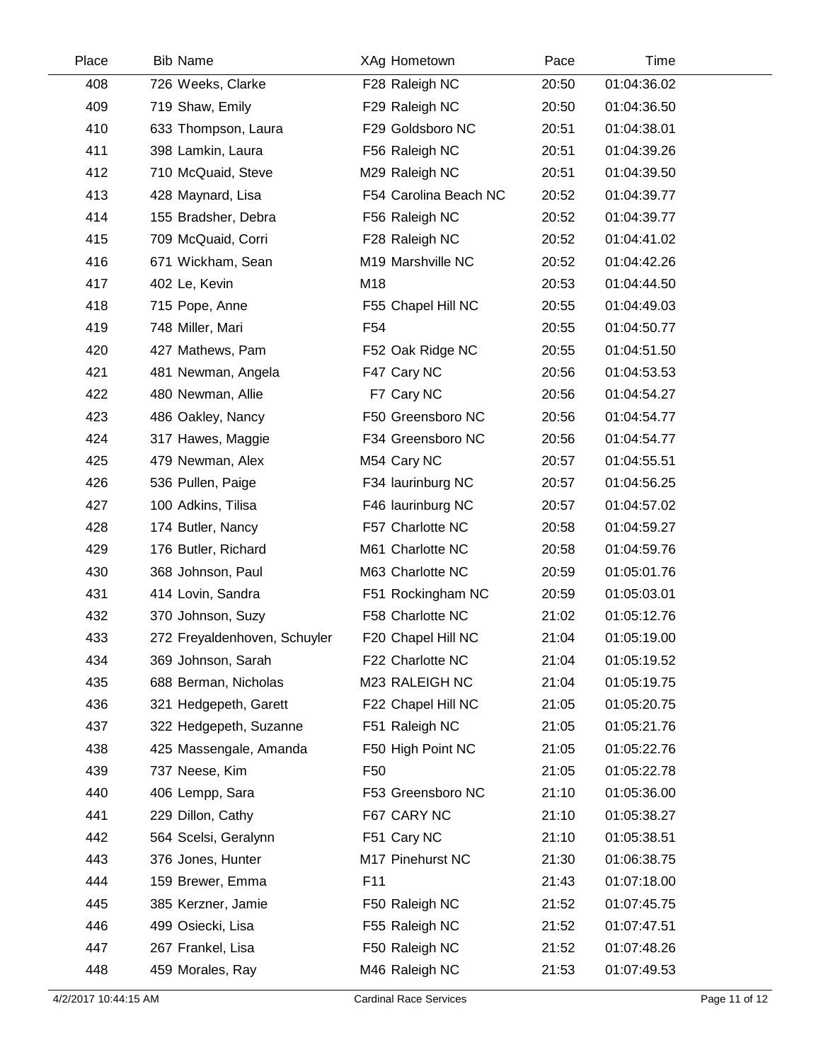| Place | Bib | Name | XAg | Hometown | Pace | Time |
|---|---|---|---|---|---|---|
| 408 | 726 | Weeks, Clarke | F28 | Raleigh NC | 20:50 | 01:04:36.02 |
| 409 | 719 | Shaw, Emily | F29 | Raleigh NC | 20:50 | 01:04:36.50 |
| 410 | 633 | Thompson, Laura | F29 | Goldsboro NC | 20:51 | 01:04:38.01 |
| 411 | 398 | Lamkin, Laura | F56 | Raleigh NC | 20:51 | 01:04:39.26 |
| 412 | 710 | McQuaid, Steve | M29 | Raleigh NC | 20:51 | 01:04:39.50 |
| 413 | 428 | Maynard, Lisa | F54 | Carolina Beach NC | 20:52 | 01:04:39.77 |
| 414 | 155 | Bradsher, Debra | F56 | Raleigh NC | 20:52 | 01:04:39.77 |
| 415 | 709 | McQuaid, Corri | F28 | Raleigh NC | 20:52 | 01:04:41.02 |
| 416 | 671 | Wickham, Sean | M19 | Marshville NC | 20:52 | 01:04:42.26 |
| 417 | 402 | Le, Kevin | M18 | | 20:53 | 01:04:44.50 |
| 418 | 715 | Pope, Anne | F55 | Chapel Hill NC | 20:55 | 01:04:49.03 |
| 419 | 748 | Miller, Mari | F54 | | 20:55 | 01:04:50.77 |
| 420 | 427 | Mathews, Pam | F52 | Oak Ridge NC | 20:55 | 01:04:51.50 |
| 421 | 481 | Newman, Angela | F47 | Cary NC | 20:56 | 01:04:53.53 |
| 422 | 480 | Newman, Allie | F7 | Cary NC | 20:56 | 01:04:54.27 |
| 423 | 486 | Oakley, Nancy | F50 | Greensboro NC | 20:56 | 01:04:54.77 |
| 424 | 317 | Hawes, Maggie | F34 | Greensboro NC | 20:56 | 01:04:54.77 |
| 425 | 479 | Newman, Alex | M54 | Cary NC | 20:57 | 01:04:55.51 |
| 426 | 536 | Pullen, Paige | F34 | laurinburg NC | 20:57 | 01:04:56.25 |
| 427 | 100 | Adkins, Tilisa | F46 | laurinburg NC | 20:57 | 01:04:57.02 |
| 428 | 174 | Butler, Nancy | F57 | Charlotte NC | 20:58 | 01:04:59.27 |
| 429 | 176 | Butler, Richard | M61 | Charlotte NC | 20:58 | 01:04:59.76 |
| 430 | 368 | Johnson, Paul | M63 | Charlotte NC | 20:59 | 01:05:01.76 |
| 431 | 414 | Lovin, Sandra | F51 | Rockingham NC | 20:59 | 01:05:03.01 |
| 432 | 370 | Johnson, Suzy | F58 | Charlotte NC | 21:02 | 01:05:12.76 |
| 433 | 272 | Freyaldenhoven, Schuyler | F20 | Chapel Hill NC | 21:04 | 01:05:19.00 |
| 434 | 369 | Johnson, Sarah | F22 | Charlotte NC | 21:04 | 01:05:19.52 |
| 435 | 688 | Berman, Nicholas | M23 | RALEIGH NC | 21:04 | 01:05:19.75 |
| 436 | 321 | Hedgepeth, Garett | F22 | Chapel Hill NC | 21:05 | 01:05:20.75 |
| 437 | 322 | Hedgepeth, Suzanne | F51 | Raleigh NC | 21:05 | 01:05:21.76 |
| 438 | 425 | Massengale, Amanda | F50 | High Point NC | 21:05 | 01:05:22.76 |
| 439 | 737 | Neese, Kim | F50 | | 21:05 | 01:05:22.78 |
| 440 | 406 | Lempp, Sara | F53 | Greensboro NC | 21:10 | 01:05:36.00 |
| 441 | 229 | Dillon, Cathy | F67 | CARY NC | 21:10 | 01:05:38.27 |
| 442 | 564 | Scelsi, Geralynn | F51 | Cary NC | 21:10 | 01:05:38.51 |
| 443 | 376 | Jones, Hunter | M17 | Pinehurst NC | 21:30 | 01:06:38.75 |
| 444 | 159 | Brewer, Emma | F11 | | 21:43 | 01:07:18.00 |
| 445 | 385 | Kerzner, Jamie | F50 | Raleigh NC | 21:52 | 01:07:45.75 |
| 446 | 499 | Osiecki, Lisa | F55 | Raleigh NC | 21:52 | 01:07:47.51 |
| 447 | 267 | Frankel, Lisa | F50 | Raleigh NC | 21:52 | 01:07:48.26 |
| 448 | 459 | Morales, Ray | M46 | Raleigh NC | 21:53 | 01:07:49.53 |

4/2/2017 10:44:15 AM Cardinal Race Services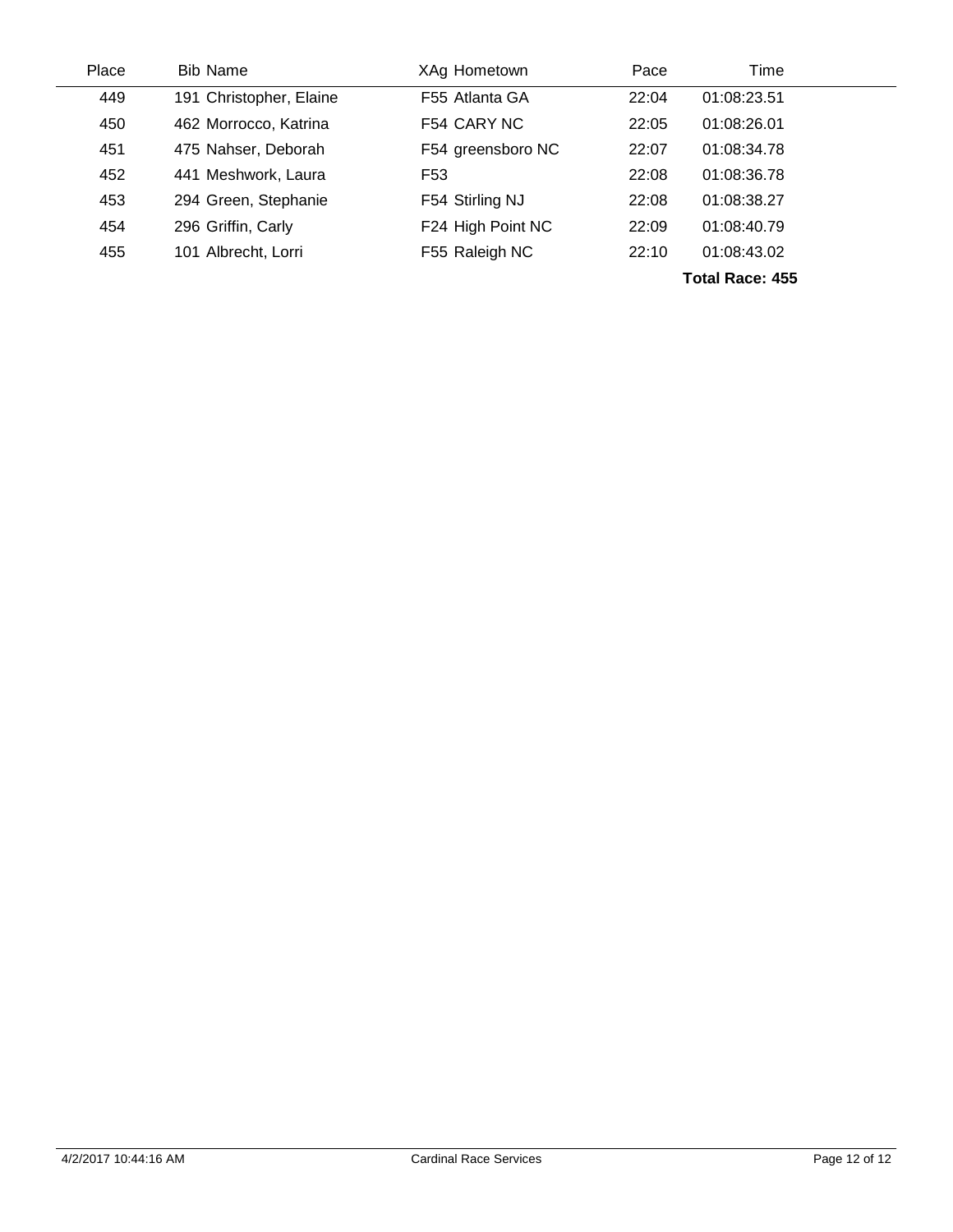| Place | Bib | Name | XAg | Hometown | Pace | Time |
| --- | --- | --- | --- | --- | --- | --- |
| 449 | 191 | Christopher, Elaine | F55 | Atlanta GA | 22:04 | 01:08:23.51 |
| 450 | 462 | Morrocco, Katrina | F54 | CARY NC | 22:05 | 01:08:26.01 |
| 451 | 475 | Nahser, Deborah | F54 | greensboro NC | 22:07 | 01:08:34.78 |
| 452 | 441 | Meshwork, Laura | F53 | | 22:08 | 01:08:36.78 |
| 453 | 294 | Green, Stephanie | F54 | Stirling NJ | 22:08 | 01:08:38.27 |
| 454 | 296 | Griffin, Carly | F24 | High Point NC | 22:09 | 01:08:40.79 |
| 455 | 101 | Albrecht, Lorri | F55 | Raleigh NC | 22:10 | 01:08:43.02 |

**Total Race: 455**